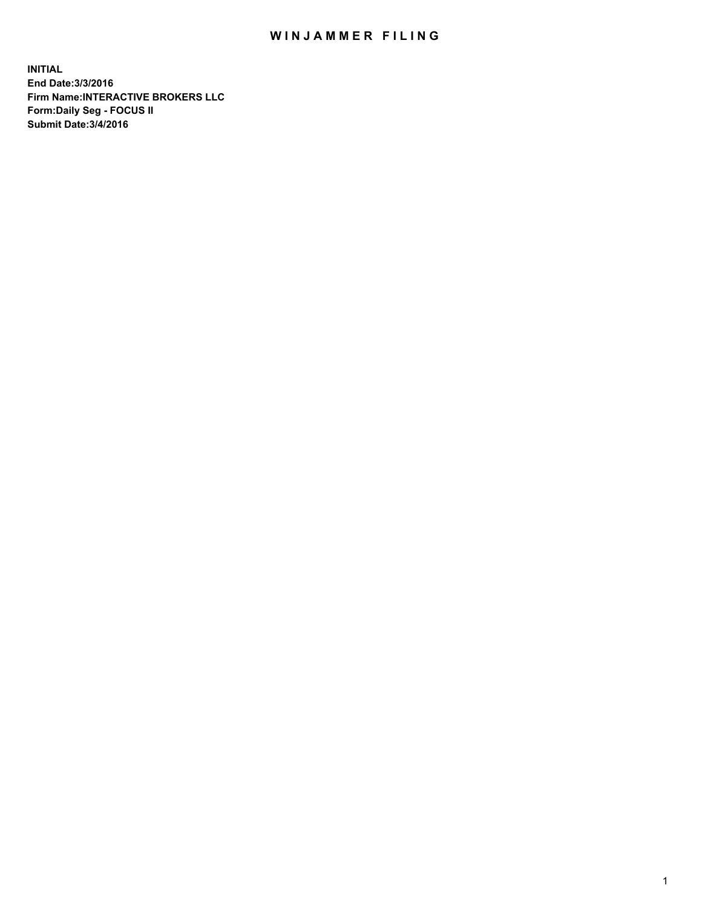# WINJAMMER FILING

**INITIAL**
**End Date:3/3/2016**
**Firm Name:INTERACTIVE BROKERS LLC**
**Form:Daily Seg - FOCUS II**
**Submit Date:3/4/2016**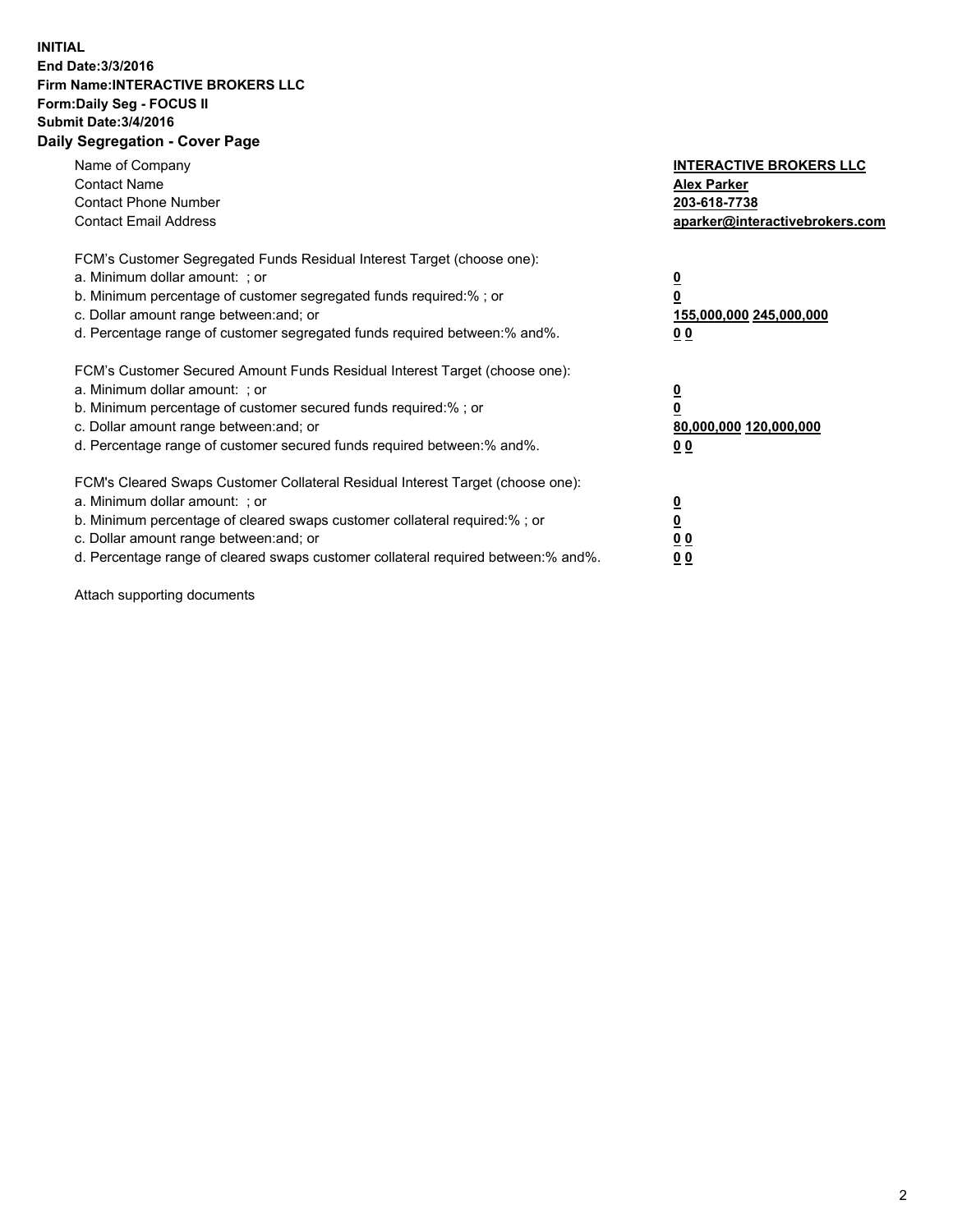**INITIAL**
**End Date:3/3/2016**
**Firm Name:INTERACTIVE BROKERS LLC**
**Form:Daily Seg - FOCUS II**
**Submit Date:3/4/2016**

## Daily Segregation - Cover Page

| | |
|---|---|
| Name of Company | **INTERACTIVE BROKERS LLC** |
| Contact Name | **Alex Parker** |
| Contact Phone Number | **203-618-7738** |
| Contact Email Address | **aparker@interactivebrokers.com** |

| | |
|---|---|
| FCM's Customer Segregated Funds Residual Interest Target (choose one): | |
| a. Minimum dollar amount: ; or | **0** |
| b. Minimum percentage of customer segregated funds required:% ; or | **0** |
| c. Dollar amount range between:and; or | **155,000,000 245,000,000** |
| d. Percentage range of customer segregated funds required between:% and%. | **0 0** |

| | |
|---|---|
| FCM's Customer Secured Amount Funds Residual Interest Target (choose one): | |
| a. Minimum dollar amount: ; or | **0** |
| b. Minimum percentage of customer secured funds required:% ; or | **0** |
| c. Dollar amount range between:and; or | **80,000,000 120,000,000** |
| d. Percentage range of customer secured funds required between:% and%. | **0 0** |

| | |
|---|---|
| FCM's Cleared Swaps Customer Collateral Residual Interest Target (choose one): | |
| a. Minimum dollar amount: ; or | **0** |
| b. Minimum percentage of cleared swaps customer collateral required:% ; or | **0** |
| c. Dollar amount range between:and; or | **0 0** |
| d. Percentage range of cleared swaps customer collateral required between:% and%. | **0 0** |

Attach supporting documents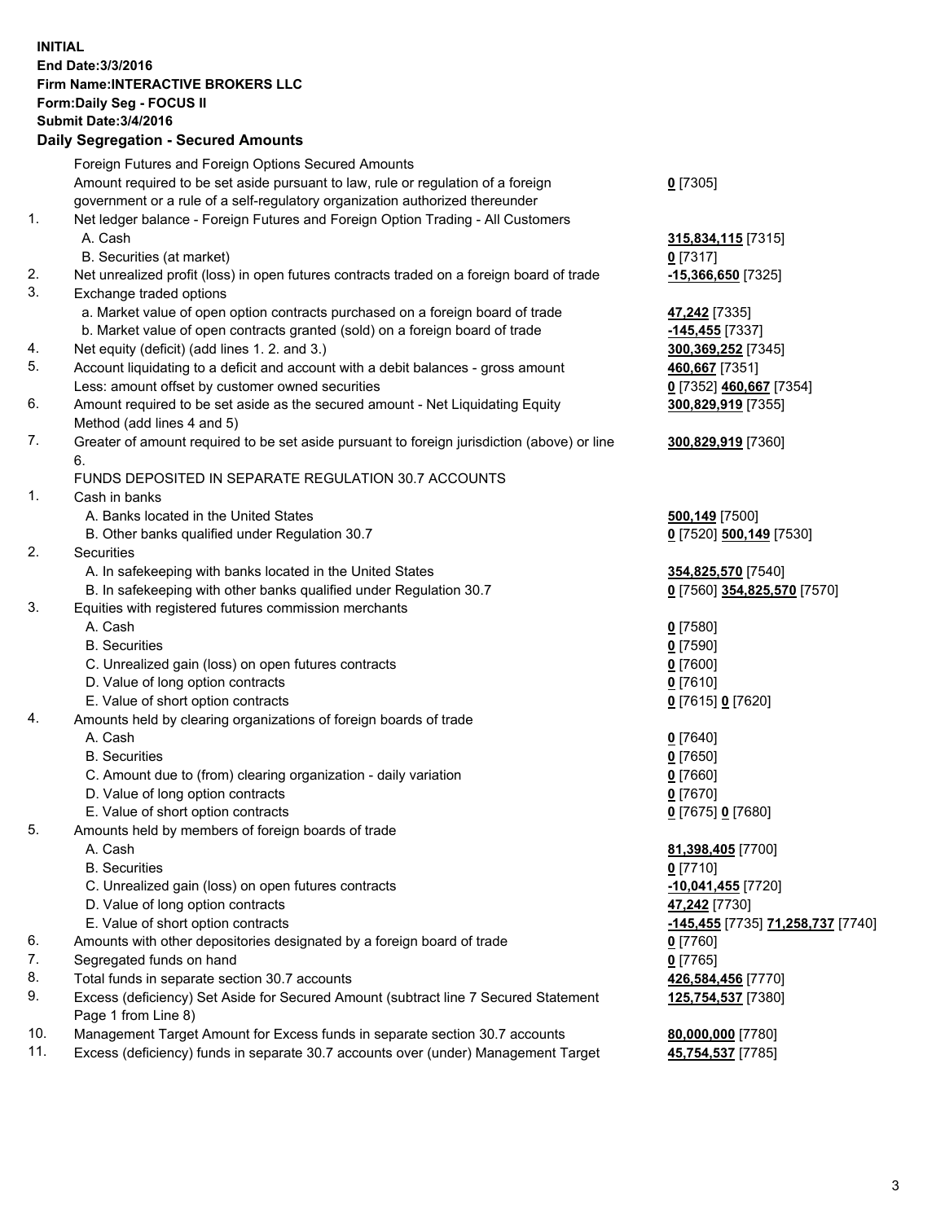**INITIAL**
**End Date:3/3/2016**
**Firm Name:INTERACTIVE BROKERS LLC**
**Form:Daily Seg - FOCUS II**
**Submit Date:3/4/2016**

**Daily Segregation - Secured Amounts**

| | | |
|---|---|---|
| | Foreign Futures and Foreign Options Secured Amounts | |
| | Amount required to be set aside pursuant to law, rule or regulation of a foreign government or a rule of a self-regulatory organization authorized thereunder | **0** [7305] |
| 1. | Net ledger balance - Foreign Futures and Foreign Option Trading - All Customers | |
| | A. Cash | **315,834,115** [7315] |
| | B. Securities (at market) | **0** [7317] |
| 2. | Net unrealized profit (loss) in open futures contracts traded on a foreign board of trade | **-15,366,650** [7325] |
| 3. | Exchange traded options | |
| | a. Market value of open option contracts purchased on a foreign board of trade | **47,242** [7335] |
| | b. Market value of open contracts granted (sold) on a foreign board of trade | **-145,455** [7337] |
| 4. | Net equity (deficit) (add lines 1. 2. and 3.) | **300,369,252** [7345] |
| 5. | Account liquidating to a deficit and account with a debit balances - gross amount | **460,667** [7351] |
| | Less: amount offset by customer owned securities | **0** [7352] **460,667** [7354] |
| 6. | Amount required to be set aside as the secured amount - Net Liquidating Equity Method (add lines 4 and 5) | **300,829,919** [7355] |
| 7. | Greater of amount required to be set aside pursuant to foreign jurisdiction (above) or line 6. | **300,829,919** [7360] |
| | FUNDS DEPOSITED IN SEPARATE REGULATION 30.7 ACCOUNTS | |
| 1. | Cash in banks | |
| | A. Banks located in the United States | **500,149** [7500] |
| | B. Other banks qualified under Regulation 30.7 | **0** [7520] **500,149** [7530] |
| 2. | Securities | |
| | A. In safekeeping with banks located in the United States | **354,825,570** [7540] |
| | B. In safekeeping with other banks qualified under Regulation 30.7 | **0** [7560] **354,825,570** [7570] |
| 3. | Equities with registered futures commission merchants | |
| | A. Cash | **0** [7580] |
| | B. Securities | **0** [7590] |
| | C. Unrealized gain (loss) on open futures contracts | **0** [7600] |
| | D. Value of long option contracts | **0** [7610] |
| | E. Value of short option contracts | **0** [7615] **0** [7620] |
| 4. | Amounts held by clearing organizations of foreign boards of trade | |
| | A. Cash | **0** [7640] |
| | B. Securities | **0** [7650] |
| | C. Amount due to (from) clearing organization - daily variation | **0** [7660] |
| | D. Value of long option contracts | **0** [7670] |
| | E. Value of short option contracts | **0** [7675] **0** [7680] |
| 5. | Amounts held by members of foreign boards of trade | |
| | A. Cash | **81,398,405** [7700] |
| | B. Securities | **0** [7710] |
| | C. Unrealized gain (loss) on open futures contracts | **-10,041,455** [7720] |
| | D. Value of long option contracts | **47,242** [7730] |
| | E. Value of short option contracts | **-145,455** [7735] **71,258,737** [7740] |
| 6. | Amounts with other depositories designated by a foreign board of trade | **0** [7760] |
| 7. | Segregated funds on hand | **0** [7765] |
| 8. | Total funds in separate section 30.7 accounts | **426,584,456** [7770] |
| 9. | Excess (deficiency) Set Aside for Secured Amount (subtract line 7 Secured Statement Page 1 from Line 8) | **125,754,537** [7380] |
| 10. | Management Target Amount for Excess funds in separate section 30.7 accounts | **80,000,000** [7780] |
| 11. | Excess (deficiency) funds in separate 30.7 accounts over (under) Management Target | **45,754,537** [7785] |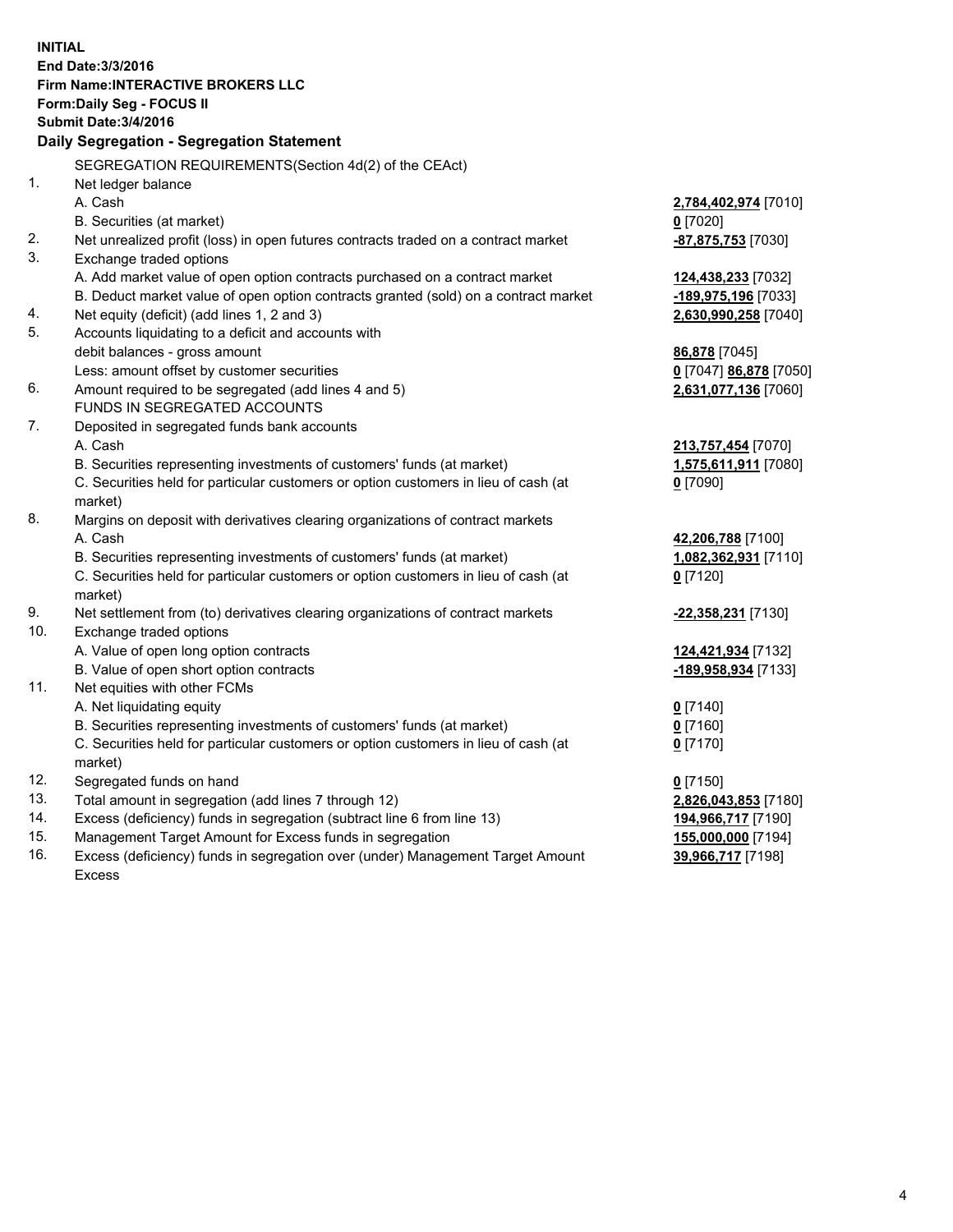**INITIAL**
**End Date:3/3/2016**
**Firm Name:INTERACTIVE BROKERS LLC**
**Form:Daily Seg - FOCUS II**
**Submit Date:3/4/2016**

**Daily Segregation - Segregation Statement**

SEGREGATION REQUIREMENTS(Section 4d(2) of the CEAct)

| | | |
|---|---|---|
| 1. | Net ledger balance | |
| | A. Cash | **2,784,402,974** [7010] |
| | B. Securities (at market) | **0** [7020] |
| 2. | Net unrealized profit (loss) in open futures contracts traded on a contract market | **-87,875,753** [7030] |
| 3. | Exchange traded options | |
| | A. Add market value of open option contracts purchased on a contract market | **124,438,233** [7032] |
| | B. Deduct market value of open option contracts granted (sold) on a contract market | **-189,975,196** [7033] |
| 4. | Net equity (deficit) (add lines 1, 2 and 3) | **2,630,990,258** [7040] |
| 5. | Accounts liquidating to a deficit and accounts with debit balances - gross amount | **86,878** [7045] |
| | Less: amount offset by customer securities | **0** [7047] **86,878** [7050] |
| 6. | Amount required to be segregated (add lines 4 and 5) | **2,631,077,136** [7060] |
| | FUNDS IN SEGREGATED ACCOUNTS | |
| 7. | Deposited in segregated funds bank accounts | |
| | A. Cash | **213,757,454** [7070] |
| | B. Securities representing investments of customers' funds (at market) | **1,575,611,911** [7080] |
| | C. Securities held for particular customers or option customers in lieu of cash (at market) | **0** [7090] |
| 8. | Margins on deposit with derivatives clearing organizations of contract markets | |
| | A. Cash | **42,206,788** [7100] |
| | B. Securities representing investments of customers' funds (at market) | **1,082,362,931** [7110] |
| | C. Securities held for particular customers or option customers in lieu of cash (at market) | **0** [7120] |
| 9. | Net settlement from (to) derivatives clearing organizations of contract markets | **-22,358,231** [7130] |
| 10. | Exchange traded options | |
| | A. Value of open long option contracts | **124,421,934** [7132] |
| | B. Value of open short option contracts | **-189,958,934** [7133] |
| 11. | Net equities with other FCMs | |
| | A. Net liquidating equity | **0** [7140] |
| | B. Securities representing investments of customers' funds (at market) | **0** [7160] |
| | C. Securities held for particular customers or option customers in lieu of cash (at market) | **0** [7170] |
| 12. | Segregated funds on hand | **0** [7150] |
| 13. | Total amount in segregation (add lines 7 through 12) | **2,826,043,853** [7180] |
| 14. | Excess (deficiency) funds in segregation (subtract line 6 from line 13) | **194,966,717** [7190] |
| 15. | Management Target Amount for Excess funds in segregation | **155,000,000** [7194] |
| 16. | Excess (deficiency) funds in segregation over (under) Management Target Amount Excess | **39,966,717** [7198] |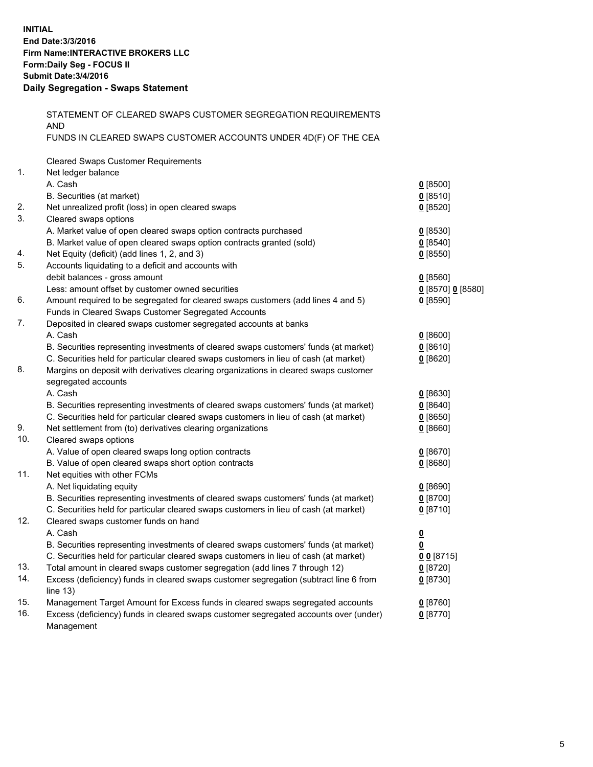**INITIAL**
**End Date:3/3/2016**
**Firm Name:INTERACTIVE BROKERS LLC**
**Form:Daily Seg - FOCUS II**
**Submit Date:3/4/2016**
**Daily Segregation - Swaps Statement**

STATEMENT OF CLEARED SWAPS CUSTOMER SEGREGATION REQUIREMENTS AND FUNDS IN CLEARED SWAPS CUSTOMER ACCOUNTS UNDER 4D(F) OF THE CEA

| | | |
|---|---|---|
| | Cleared Swaps Customer Requirements | |
| 1. | Net ledger balance | |
| | A. Cash | 0 [8500] |
| | B. Securities (at market) | 0 [8510] |
| 2. | Net unrealized profit (loss) in open cleared swaps | 0 [8520] |
| 3. | Cleared swaps options | |
| | A. Market value of open cleared swaps option contracts purchased | 0 [8530] |
| | B. Market value of open cleared swaps option contracts granted (sold) | 0 [8540] |
| 4. | Net Equity (deficit) (add lines 1, 2, and 3) | 0 [8550] |
| 5. | Accounts liquidating to a deficit and accounts with debit balances - gross amount | 0 [8560] |
| | Less: amount offset by customer owned securities | 0 [8570] 0 [8580] |
| 6. | Amount required to be segregated for cleared swaps customers (add lines 4 and 5) | 0 [8590] |
| | Funds in Cleared Swaps Customer Segregated Accounts | |
| 7. | Deposited in cleared swaps customer segregated accounts at banks | |
| | A. Cash | 0 [8600] |
| | B. Securities representing investments of cleared swaps customers' funds (at market) | 0 [8610] |
| | C. Securities held for particular cleared swaps customers in lieu of cash (at market) | 0 [8620] |
| 8. | Margins on deposit with derivatives clearing organizations in cleared swaps customer segregated accounts | |
| | A. Cash | 0 [8630] |
| | B. Securities representing investments of cleared swaps customers' funds (at market) | 0 [8640] |
| | C. Securities held for particular cleared swaps customers in lieu of cash (at market) | 0 [8650] |
| 9. | Net settlement from (to) derivatives clearing organizations | 0 [8660] |
| 10. | Cleared swaps options | |
| | A. Value of open cleared swaps long option contracts | 0 [8670] |
| | B. Value of open cleared swaps short option contracts | 0 [8680] |
| 11. | Net equities with other FCMs | |
| | A. Net liquidating equity | 0 [8690] |
| | B. Securities representing investments of cleared swaps customers' funds (at market) | 0 [8700] |
| | C. Securities held for particular cleared swaps customers in lieu of cash (at market) | 0 [8710] |
| 12. | Cleared swaps customer funds on hand | |
| | A. Cash | 0 |
| | B. Securities representing investments of cleared swaps customers' funds (at market) | 0 |
| | C. Securities held for particular cleared swaps customers in lieu of cash (at market) | 0 0 [8715] |
| 13. | Total amount in cleared swaps customer segregation (add lines 7 through 12) | 0 [8720] |
| 14. | Excess (deficiency) funds in cleared swaps customer segregation (subtract line 6 from line 13) | 0 [8730] |
| 15. | Management Target Amount for Excess funds in cleared swaps segregated accounts | 0 [8760] |
| 16. | Excess (deficiency) funds in cleared swaps customer segregated accounts over (under) Management | 0 [8770] |